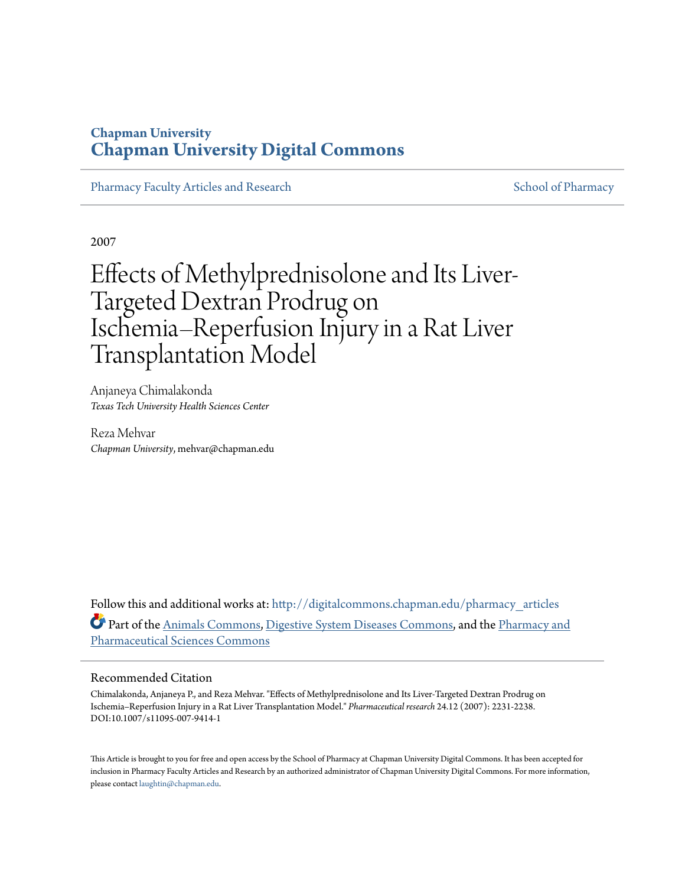## Chapman University
## Chapman University Digital Commons

Pharmacy Faculty Articles and Research

School of Pharmacy

2007

# Effects of Methylprednisolone and Its Liver-Targeted Dextran Prodrug on Ischemia–Reperfusion Injury in a Rat Liver Transplantation Model

Anjaneya Chimalakonda
*Texas Tech University Health Sciences Center*

Reza Mehvar
*Chapman University*, mehvar@chapman.edu

Follow this and additional works at: http://digitalcommons.chapman.edu/pharmacy_articles

Part of the Animals Commons, Digestive System Diseases Commons, and the Pharmacy and Pharmaceutical Sciences Commons

### Recommended Citation

Chimalakonda, Anjaneya P., and Reza Mehvar. "Effects of Methylprednisolone and Its Liver-Targeted Dextran Prodrug on Ischemia–Reperfusion Injury in a Rat Liver Transplantation Model." *Pharmaceutical research* 24.12 (2007): 2231-2238. DOI:10.1007/s11095-007-9414-1

This Article is brought to you for free and open access by the School of Pharmacy at Chapman University Digital Commons. It has been accepted for inclusion in Pharmacy Faculty Articles and Research by an authorized administrator of Chapman University Digital Commons. For more information, please contact laughtin@chapman.edu.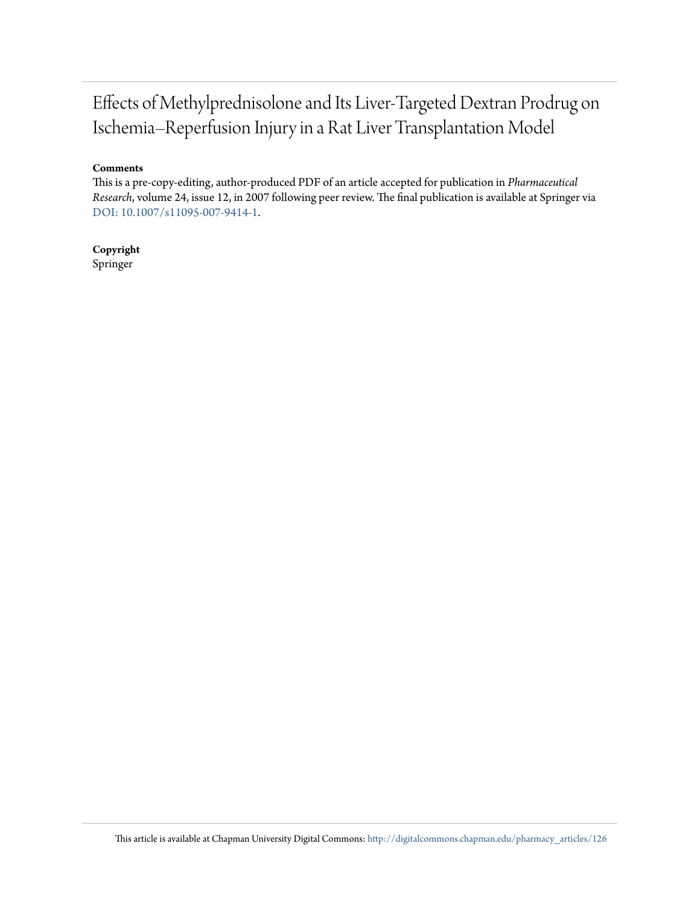# Effects of Methylprednisolone and Its Liver-Targeted Dextran Prodrug on Ischemia–Reperfusion Injury in a Rat Liver Transplantation Model

**Comments**

This is a pre-copy-editing, author-produced PDF of an article accepted for publication in *Pharmaceutical Research*, volume 24, issue 12, in 2007 following peer review. The final publication is available at Springer via DOI: 10.1007/s11095-007-9414-1.

**Copyright**

Springer

This article is available at Chapman University Digital Commons: http://digitalcommons.chapman.edu/pharmacy_articles/126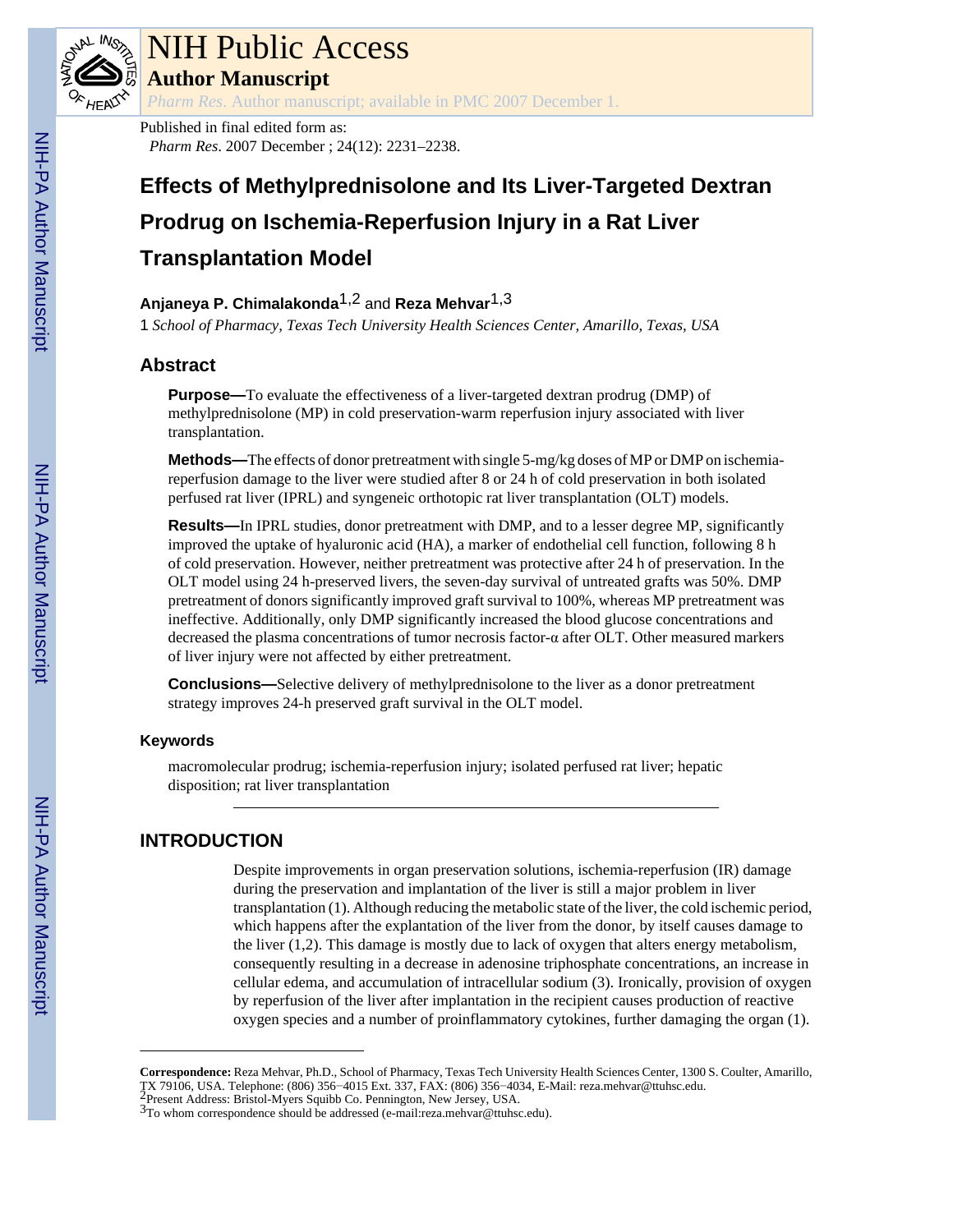NIH Public Access

**Author Manuscript**

*Pharm Res*. Author manuscript; available in PMC 2007 December 1.

Published in final edited form as:

*Pharm Res*. 2007 December ; 24(12): 2231–2238.

# Effects of Methylprednisolone and Its Liver-Targeted Dextran Prodrug on Ischemia-Reperfusion Injury in a Rat Liver Transplantation Model

**Anjaneya P. Chimalakonda**[1,2] and **Reza Mehvar**[1,3]

1 *School of Pharmacy, Texas Tech University Health Sciences Center, Amarillo, Texas, USA*

## Abstract

**Purpose—**To evaluate the effectiveness of a liver-targeted dextran prodrug (DMP) of methylprednisolone (MP) in cold preservation-warm reperfusion injury associated with liver transplantation.

**Methods—**The effects of donor pretreatment with single 5-mg/kg doses of MP or DMP on ischemia-reperfusion damage to the liver were studied after 8 or 24 h of cold preservation in both isolated perfused rat liver (IPRL) and syngeneic orthotopic rat liver transplantation (OLT) models.

**Results—**In IPRL studies, donor pretreatment with DMP, and to a lesser degree MP, significantly improved the uptake of hyaluronic acid (HA), a marker of endothelial cell function, following 8 h of cold preservation. However, neither pretreatment was protective after 24 h of preservation. In the OLT model using 24 h-preserved livers, the seven-day survival of untreated grafts was 50%. DMP pretreatment of donors significantly improved graft survival to 100%, whereas MP pretreatment was ineffective. Additionally, only DMP significantly increased the blood glucose concentrations and decreased the plasma concentrations of tumor necrosis factor-α after OLT. Other measured markers of liver injury were not affected by either pretreatment.

**Conclusions—**Selective delivery of methylprednisolone to the liver as a donor pretreatment strategy improves 24-h preserved graft survival in the OLT model.

### Keywords

macromolecular prodrug; ischemia-reperfusion injury; isolated perfused rat liver; hepatic disposition; rat liver transplantation

## INTRODUCTION

Despite improvements in organ preservation solutions, ischemia-reperfusion (IR) damage during the preservation and implantation of the liver is still a major problem in liver transplantation (1). Although reducing the metabolic state of the liver, the cold ischemic period, which happens after the explantation of the liver from the donor, by itself causes damage to the liver (1,2). This damage is mostly due to lack of oxygen that alters energy metabolism, consequently resulting in a decrease in adenosine triphosphate concentrations, an increase in cellular edema, and accumulation of intracellular sodium (3). Ironically, provision of oxygen by reperfusion of the liver after implantation in the recipient causes production of reactive oxygen species and a number of proinflammatory cytokines, further damaging the organ (1).

**Correspondence:** Reza Mehvar, Ph.D., School of Pharmacy, Texas Tech University Health Sciences Center, 1300 S. Coulter, Amarillo, TX 79106, USA. Telephone: (806) 356−4015 Ext. 337, FAX: (806) 356−4034, E-Mail: reza.mehvar@ttuhsc.edu.

[2]Present Address: Bristol-Myers Squibb Co. Pennington, New Jersey, USA.

[3]To whom correspondence should be addressed (e-mail:reza.mehvar@ttuhsc.edu).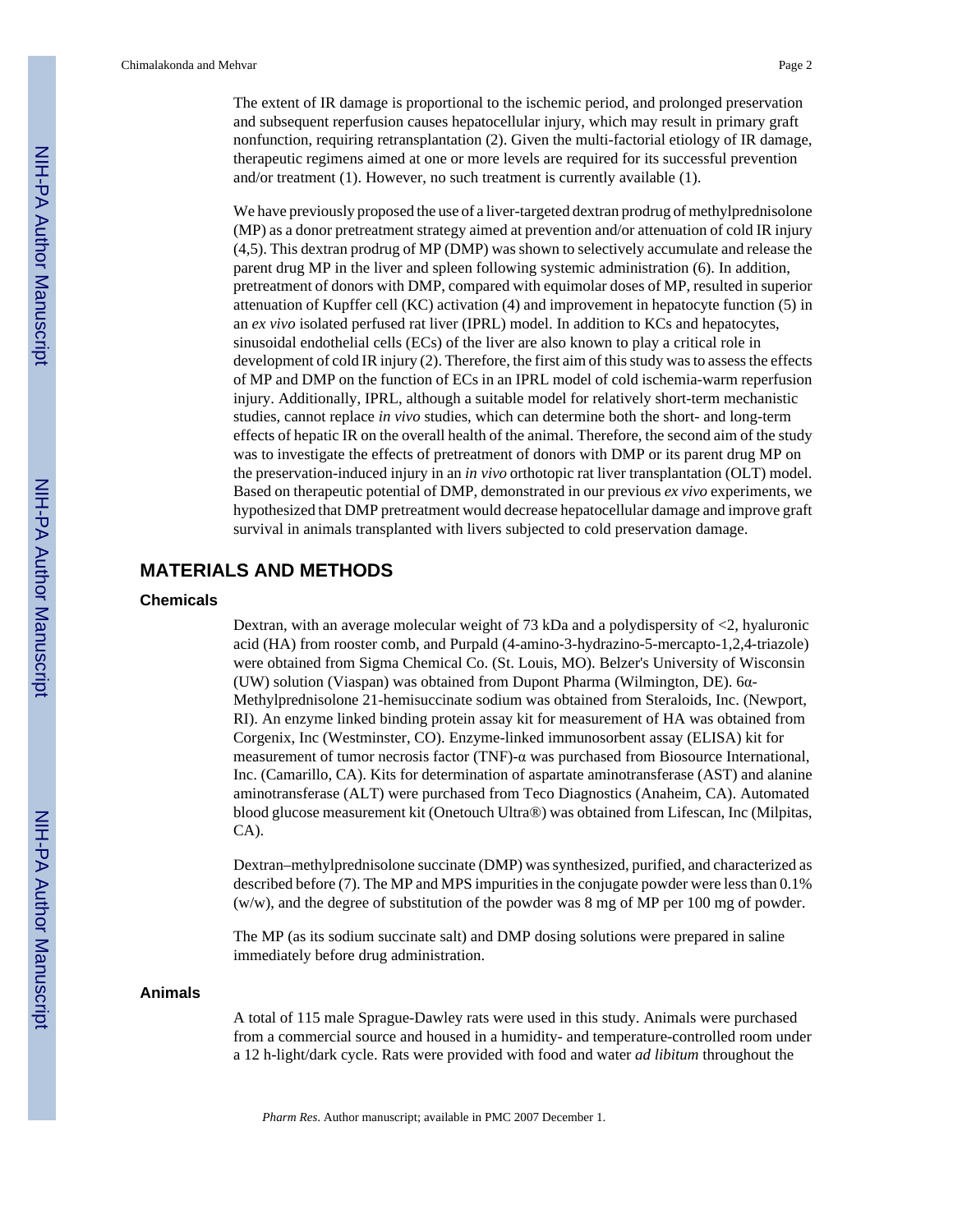The extent of IR damage is proportional to the ischemic period, and prolonged preservation and subsequent reperfusion causes hepatocellular injury, which may result in primary graft nonfunction, requiring retransplantation (2). Given the multi-factorial etiology of IR damage, therapeutic regimens aimed at one or more levels are required for its successful prevention and/or treatment (1). However, no such treatment is currently available (1).

We have previously proposed the use of a liver-targeted dextran prodrug of methylprednisolone (MP) as a donor pretreatment strategy aimed at prevention and/or attenuation of cold IR injury (4,5). This dextran prodrug of MP (DMP) was shown to selectively accumulate and release the parent drug MP in the liver and spleen following systemic administration (6). In addition, pretreatment of donors with DMP, compared with equimolar doses of MP, resulted in superior attenuation of Kupffer cell (KC) activation (4) and improvement in hepatocyte function (5) in an *ex vivo* isolated perfused rat liver (IPRL) model. In addition to KCs and hepatocytes, sinusoidal endothelial cells (ECs) of the liver are also known to play a critical role in development of cold IR injury (2). Therefore, the first aim of this study was to assess the effects of MP and DMP on the function of ECs in an IPRL model of cold ischemia-warm reperfusion injury. Additionally, IPRL, although a suitable model for relatively short-term mechanistic studies, cannot replace *in vivo* studies, which can determine both the short- and long-term effects of hepatic IR on the overall health of the animal. Therefore, the second aim of the study was to investigate the effects of pretreatment of donors with DMP or its parent drug MP on the preservation-induced injury in an *in vivo* orthotopic rat liver transplantation (OLT) model. Based on therapeutic potential of DMP, demonstrated in our previous *ex vivo* experiments, we hypothesized that DMP pretreatment would decrease hepatocellular damage and improve graft survival in animals transplanted with livers subjected to cold preservation damage.

## MATERIALS AND METHODS

### Chemicals

Dextran, with an average molecular weight of 73 kDa and a polydispersity of <2, hyaluronic acid (HA) from rooster comb, and Purpald (4-amino-3-hydrazino-5-mercapto-1,2,4-triazole) were obtained from Sigma Chemical Co. (St. Louis, MO). Belzer's University of Wisconsin (UW) solution (Viaspan) was obtained from Dupont Pharma (Wilmington, DE). 6α-Methylprednisolone 21-hemisuccinate sodium was obtained from Steraloids, Inc. (Newport, RI). An enzyme linked binding protein assay kit for measurement of HA was obtained from Corgenix, Inc (Westminster, CO). Enzyme-linked immunosorbent assay (ELISA) kit for measurement of tumor necrosis factor (TNF)-α was purchased from Biosource International, Inc. (Camarillo, CA). Kits for determination of aspartate aminotransferase (AST) and alanine aminotransferase (ALT) were purchased from Teco Diagnostics (Anaheim, CA). Automated blood glucose measurement kit (Onetouch Ultra®) was obtained from Lifescan, Inc (Milpitas, CA).

Dextran–methylprednisolone succinate (DMP) was synthesized, purified, and characterized as described before (7). The MP and MPS impurities in the conjugate powder were less than 0.1% (w/w), and the degree of substitution of the powder was 8 mg of MP per 100 mg of powder.

The MP (as its sodium succinate salt) and DMP dosing solutions were prepared in saline immediately before drug administration.

### Animals

A total of 115 male Sprague-Dawley rats were used in this study. Animals were purchased from a commercial source and housed in a humidity- and temperature-controlled room under a 12 h-light/dark cycle. Rats were provided with food and water *ad libitum* throughout the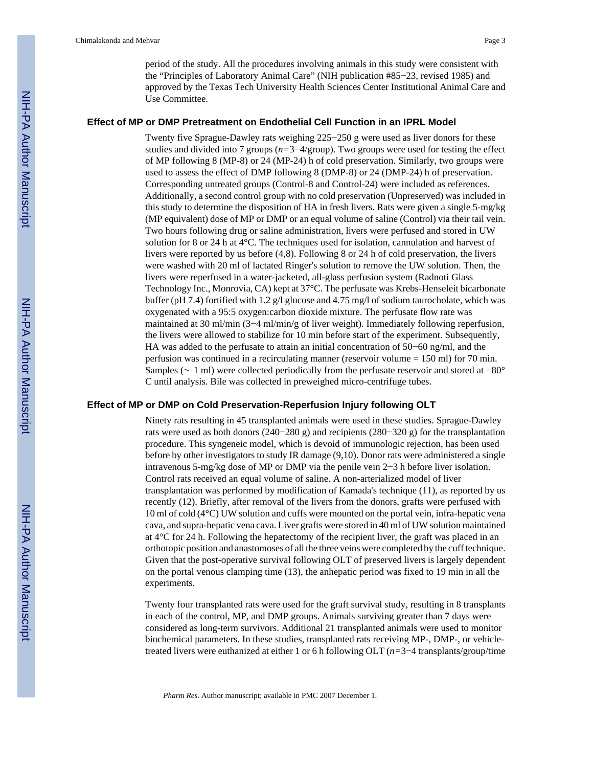period of the study. All the procedures involving animals in this study were consistent with the "Principles of Laboratory Animal Care" (NIH publication #85−23, revised 1985) and approved by the Texas Tech University Health Sciences Center Institutional Animal Care and Use Committee.

### Effect of MP or DMP Pretreatment on Endothelial Cell Function in an IPRL Model

Twenty five Sprague-Dawley rats weighing 225−250 g were used as liver donors for these studies and divided into 7 groups ($n$=3−4/group). Two groups were used for testing the effect of MP following 8 (MP-8) or 24 (MP-24) h of cold preservation. Similarly, two groups were used to assess the effect of DMP following 8 (DMP-8) or 24 (DMP-24) h of preservation. Corresponding untreated groups (Control-8 and Control-24) were included as references. Additionally, a second control group with no cold preservation (Unpreserved) was included in this study to determine the disposition of HA in fresh livers. Rats were given a single 5-mg/kg (MP equivalent) dose of MP or DMP or an equal volume of saline (Control) via their tail vein. Two hours following drug or saline administration, livers were perfused and stored in UW solution for 8 or 24 h at 4°C. The techniques used for isolation, cannulation and harvest of livers were reported by us before (4,8). Following 8 or 24 h of cold preservation, the livers were washed with 20 ml of lactated Ringer's solution to remove the UW solution. Then, the livers were reperfused in a water-jacketed, all-glass perfusion system (Radnoti Glass Technology Inc., Monrovia, CA) kept at 37°C. The perfusate was Krebs-Henseleit bicarbonate buffer (pH 7.4) fortified with 1.2 g/l glucose and 4.75 mg/l of sodium taurocholate, which was oxygenated with a 95:5 oxygen:carbon dioxide mixture. The perfusate flow rate was maintained at 30 ml/min (3−4 ml/min/g of liver weight). Immediately following reperfusion, the livers were allowed to stabilize for 10 min before start of the experiment. Subsequently, HA was added to the perfusate to attain an initial concentration of 50−60 ng/ml, and the perfusion was continued in a recirculating manner (reservoir volume = 150 ml) for 70 min. Samples (~ 1 ml) were collected periodically from the perfusate reservoir and stored at −80° C until analysis. Bile was collected in preweighed micro-centrifuge tubes.

### Effect of MP or DMP on Cold Preservation-Reperfusion Injury following OLT

Ninety rats resulting in 45 transplanted animals were used in these studies. Sprague-Dawley rats were used as both donors (240−280 g) and recipients (280−320 g) for the transplantation procedure. This syngeneic model, which is devoid of immunologic rejection, has been used before by other investigators to study IR damage (9,10). Donor rats were administered a single intravenous 5-mg/kg dose of MP or DMP via the penile vein 2−3 h before liver isolation. Control rats received an equal volume of saline. A non-arterialized model of liver transplantation was performed by modification of Kamada's technique (11), as reported by us recently (12). Briefly, after removal of the livers from the donors, grafts were perfused with 10 ml of cold (4°C) UW solution and cuffs were mounted on the portal vein, infra-hepatic vena cava, and supra-hepatic vena cava. Liver grafts were stored in 40 ml of UW solution maintained at 4°C for 24 h. Following the hepatectomy of the recipient liver, the graft was placed in an orthotopic position and anastomoses of all the three veins were completed by the cuff technique. Given that the post-operative survival following OLT of preserved livers is largely dependent on the portal venous clamping time (13), the anhepatic period was fixed to 19 min in all the experiments.

Twenty four transplanted rats were used for the graft survival study, resulting in 8 transplants in each of the control, MP, and DMP groups. Animals surviving greater than 7 days were considered as long-term survivors. Additional 21 transplanted animals were used to monitor biochemical parameters. In these studies, transplanted rats receiving MP-, DMP-, or vehicle-treated livers were euthanized at either 1 or 6 h following OLT ($n$=3−4 transplants/group/time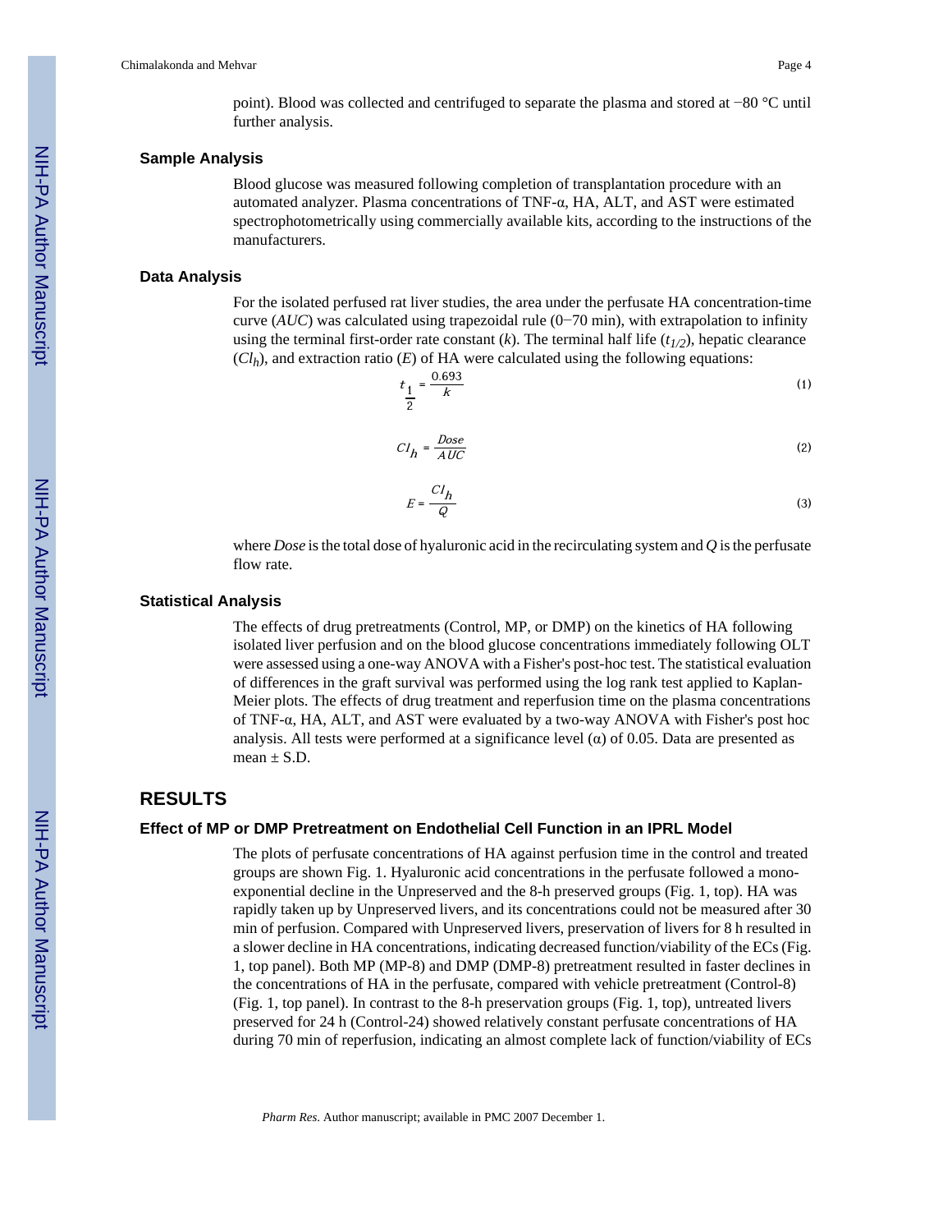point). Blood was collected and centrifuged to separate the plasma and stored at −80 °C until further analysis.

### Sample Analysis

Blood glucose was measured following completion of transplantation procedure with an automated analyzer. Plasma concentrations of TNF-α, HA, ALT, and AST were estimated spectrophotometrically using commercially available kits, according to the instructions of the manufacturers.

### Data Analysis

For the isolated perfused rat liver studies, the area under the perfusate HA concentration-time curve (*AUC*) was calculated using trapezoidal rule (0−70 min), with extrapolation to infinity using the terminal first-order rate constant (*k*). The terminal half life ($t_{1/2}$), hepatic clearance ($Cl_h$), and extraction ratio (*E*) of HA were calculated using the following equations:

$$t_{\frac{1}{2}} = \frac{0.693}{k} \tag{1}$$

$$Cl_h = \frac{Dose}{AUC} \tag{2}$$

$$E = \frac{Cl_h}{Q} \tag{3}$$

where *Dose* is the total dose of hyaluronic acid in the recirculating system and *Q* is the perfusate flow rate.

### Statistical Analysis

The effects of drug pretreatments (Control, MP, or DMP) on the kinetics of HA following isolated liver perfusion and on the blood glucose concentrations immediately following OLT were assessed using a one-way ANOVA with a Fisher's post-hoc test. The statistical evaluation of differences in the graft survival was performed using the log rank test applied to Kaplan-Meier plots. The effects of drug treatment and reperfusion time on the plasma concentrations of TNF-α, HA, ALT, and AST were evaluated by a two-way ANOVA with Fisher's post hoc analysis. All tests were performed at a significance level (α) of 0.05. Data are presented as mean ± S.D.

## RESULTS

### Effect of MP or DMP Pretreatment on Endothelial Cell Function in an IPRL Model

The plots of perfusate concentrations of HA against perfusion time in the control and treated groups are shown Fig. 1. Hyaluronic acid concentrations in the perfusate followed a mono-exponential decline in the Unpreserved and the 8-h preserved groups (Fig. 1, top). HA was rapidly taken up by Unpreserved livers, and its concentrations could not be measured after 30 min of perfusion. Compared with Unpreserved livers, preservation of livers for 8 h resulted in a slower decline in HA concentrations, indicating decreased function/viability of the ECs (Fig. 1, top panel). Both MP (MP-8) and DMP (DMP-8) pretreatment resulted in faster declines in the concentrations of HA in the perfusate, compared with vehicle pretreatment (Control-8) (Fig. 1, top panel). In contrast to the 8-h preservation groups (Fig. 1, top), untreated livers preserved for 24 h (Control-24) showed relatively constant perfusate concentrations of HA during 70 min of reperfusion, indicating an almost complete lack of function/viability of ECs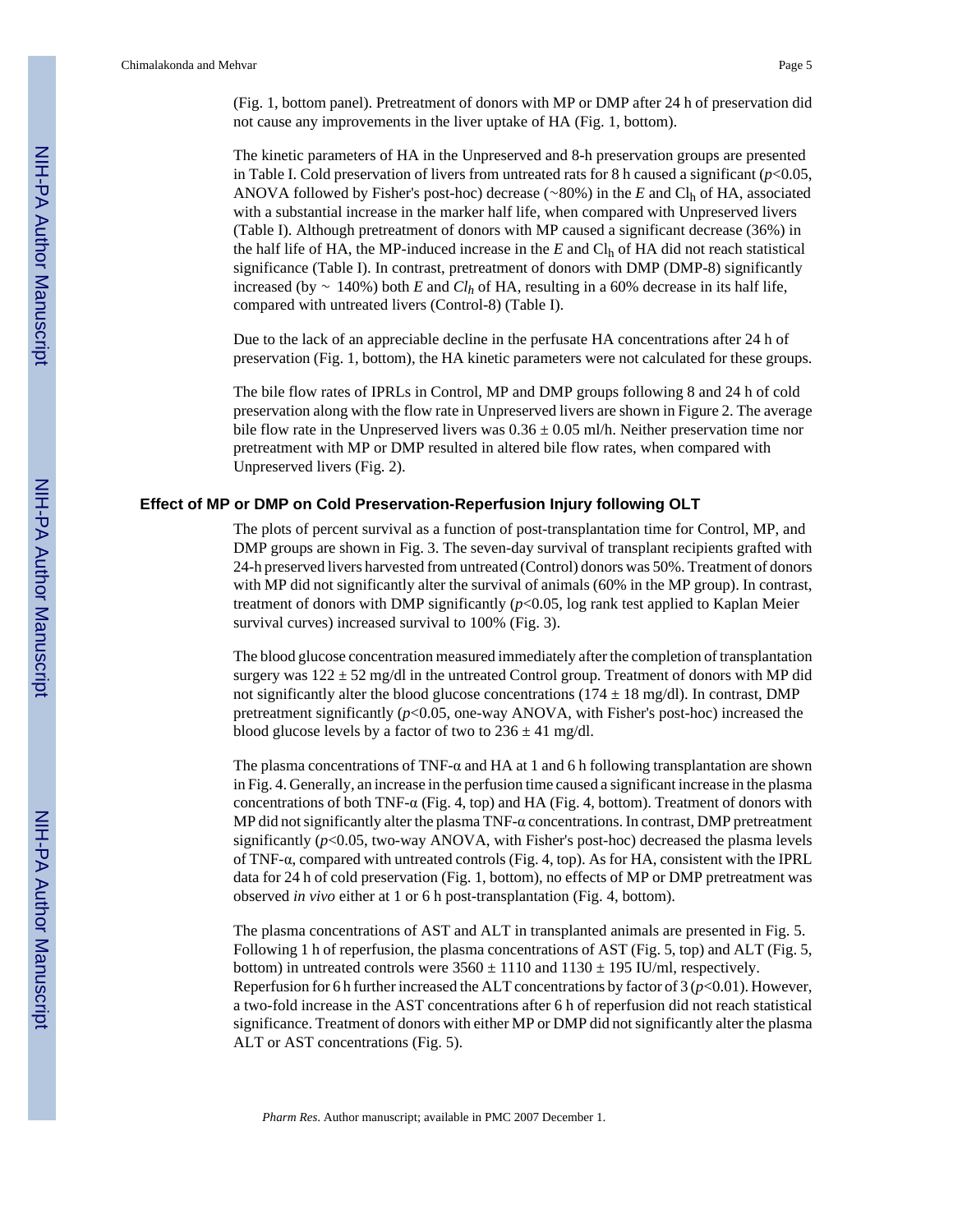(Fig. 1, bottom panel). Pretreatment of donors with MP or DMP after 24 h of preservation did not cause any improvements in the liver uptake of HA (Fig. 1, bottom).

The kinetic parameters of HA in the Unpreserved and 8-h preservation groups are presented in Table I. Cold preservation of livers from untreated rats for 8 h caused a significant ($p$<0.05, ANOVA followed by Fisher's post-hoc) decrease (~80%) in the $E$ and $Cl_h$ of HA, associated with a substantial increase in the marker half life, when compared with Unpreserved livers (Table I). Although pretreatment of donors with MP caused a significant decrease (36%) in the half life of HA, the MP-induced increase in the $E$ and $Cl_h$ of HA did not reach statistical significance (Table I). In contrast, pretreatment of donors with DMP (DMP-8) significantly increased (by ~ 140%) both $E$ and $Cl_h$ of HA, resulting in a 60% decrease in its half life, compared with untreated livers (Control-8) (Table I).

Due to the lack of an appreciable decline in the perfusate HA concentrations after 24 h of preservation (Fig. 1, bottom), the HA kinetic parameters were not calculated for these groups.

The bile flow rates of IPRLs in Control, MP and DMP groups following 8 and 24 h of cold preservation along with the flow rate in Unpreserved livers are shown in Figure 2. The average bile flow rate in the Unpreserved livers was 0.36 ± 0.05 ml/h. Neither preservation time nor pretreatment with MP or DMP resulted in altered bile flow rates, when compared with Unpreserved livers (Fig. 2).

### Effect of MP or DMP on Cold Preservation-Reperfusion Injury following OLT

The plots of percent survival as a function of post-transplantation time for Control, MP, and DMP groups are shown in Fig. 3. The seven-day survival of transplant recipients grafted with 24-h preserved livers harvested from untreated (Control) donors was 50%. Treatment of donors with MP did not significantly alter the survival of animals (60% in the MP group). In contrast, treatment of donors with DMP significantly ($p$<0.05, log rank test applied to Kaplan Meier survival curves) increased survival to 100% (Fig. 3).

The blood glucose concentration measured immediately after the completion of transplantation surgery was 122 ± 52 mg/dl in the untreated Control group. Treatment of donors with MP did not significantly alter the blood glucose concentrations (174 ± 18 mg/dl). In contrast, DMP pretreatment significantly ($p$<0.05, one-way ANOVA, with Fisher's post-hoc) increased the blood glucose levels by a factor of two to 236 ± 41 mg/dl.

The plasma concentrations of TNF-α and HA at 1 and 6 h following transplantation are shown in Fig. 4. Generally, an increase in the perfusion time caused a significant increase in the plasma concentrations of both TNF-α (Fig. 4, top) and HA (Fig. 4, bottom). Treatment of donors with MP did not significantly alter the plasma TNF-α concentrations. In contrast, DMP pretreatment significantly ($p$<0.05, two-way ANOVA, with Fisher's post-hoc) decreased the plasma levels of TNF-α, compared with untreated controls (Fig. 4, top). As for HA, consistent with the IPRL data for 24 h of cold preservation (Fig. 1, bottom), no effects of MP or DMP pretreatment was observed *in vivo* either at 1 or 6 h post-transplantation (Fig. 4, bottom).

The plasma concentrations of AST and ALT in transplanted animals are presented in Fig. 5. Following 1 h of reperfusion, the plasma concentrations of AST (Fig. 5, top) and ALT (Fig. 5, bottom) in untreated controls were 3560 ± 1110 and 1130 ± 195 IU/ml, respectively. Reperfusion for 6 h further increased the ALT concentrations by factor of 3 ($p$<0.01). However, a two-fold increase in the AST concentrations after 6 h of reperfusion did not reach statistical significance. Treatment of donors with either MP or DMP did not significantly alter the plasma ALT or AST concentrations (Fig. 5).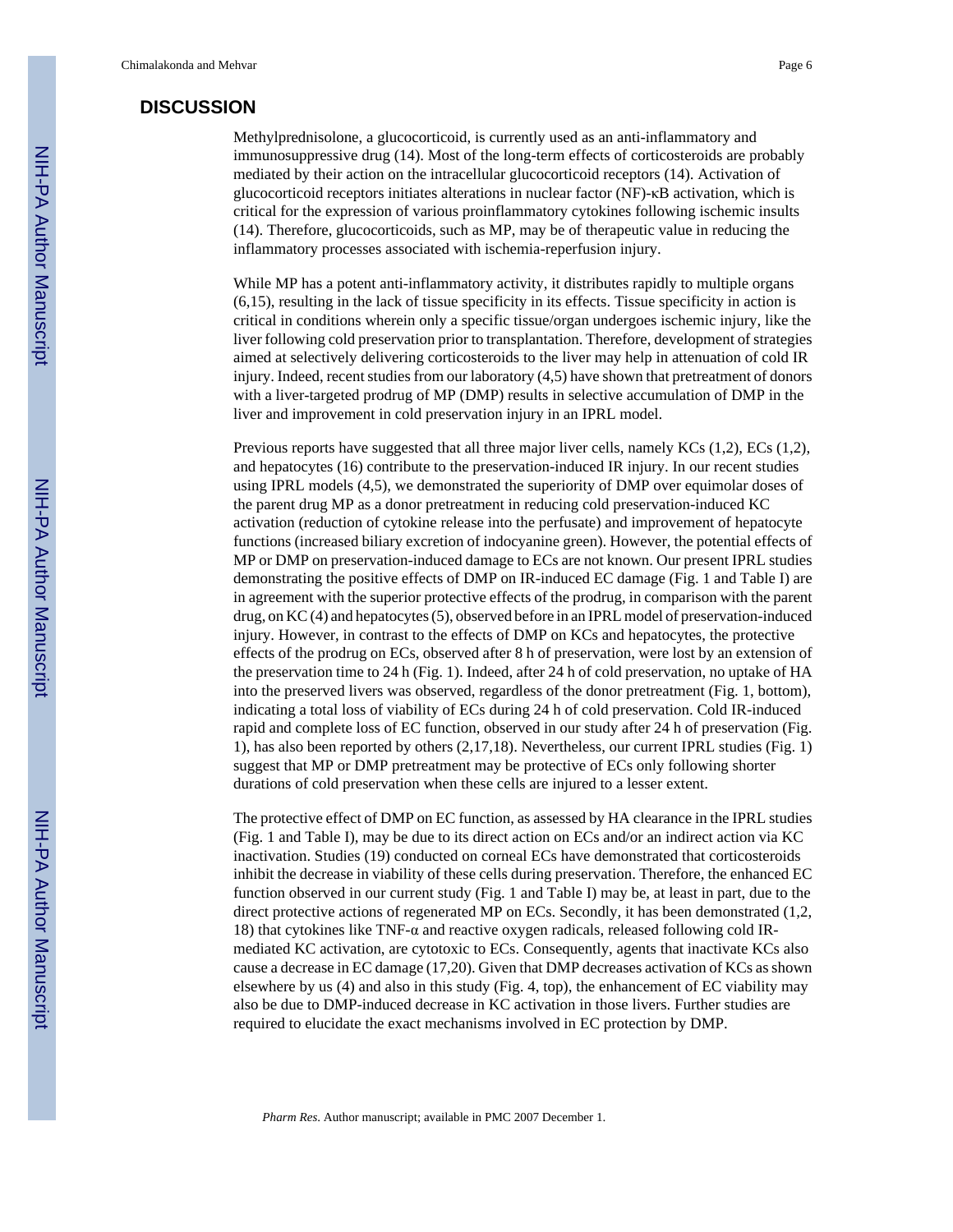## DISCUSSION

Methylprednisolone, a glucocorticoid, is currently used as an anti-inflammatory and immunosuppressive drug (14). Most of the long-term effects of corticosteroids are probably mediated by their action on the intracellular glucocorticoid receptors (14). Activation of glucocorticoid receptors initiates alterations in nuclear factor (NF)-κB activation, which is critical for the expression of various proinflammatory cytokines following ischemic insults (14). Therefore, glucocorticoids, such as MP, may be of therapeutic value in reducing the inflammatory processes associated with ischemia-reperfusion injury.

While MP has a potent anti-inflammatory activity, it distributes rapidly to multiple organs (6,15), resulting in the lack of tissue specificity in its effects. Tissue specificity in action is critical in conditions wherein only a specific tissue/organ undergoes ischemic injury, like the liver following cold preservation prior to transplantation. Therefore, development of strategies aimed at selectively delivering corticosteroids to the liver may help in attenuation of cold IR injury. Indeed, recent studies from our laboratory (4,5) have shown that pretreatment of donors with a liver-targeted prodrug of MP (DMP) results in selective accumulation of DMP in the liver and improvement in cold preservation injury in an IPRL model.

Previous reports have suggested that all three major liver cells, namely KCs (1,2), ECs (1,2), and hepatocytes (16) contribute to the preservation-induced IR injury. In our recent studies using IPRL models (4,5), we demonstrated the superiority of DMP over equimolar doses of the parent drug MP as a donor pretreatment in reducing cold preservation-induced KC activation (reduction of cytokine release into the perfusate) and improvement of hepatocyte functions (increased biliary excretion of indocyanine green). However, the potential effects of MP or DMP on preservation-induced damage to ECs are not known. Our present IPRL studies demonstrating the positive effects of DMP on IR-induced EC damage (Fig. 1 and Table I) are in agreement with the superior protective effects of the prodrug, in comparison with the parent drug, on KC (4) and hepatocytes (5), observed before in an IPRL model of preservation-induced injury. However, in contrast to the effects of DMP on KCs and hepatocytes, the protective effects of the prodrug on ECs, observed after 8 h of preservation, were lost by an extension of the preservation time to 24 h (Fig. 1). Indeed, after 24 h of cold preservation, no uptake of HA into the preserved livers was observed, regardless of the donor pretreatment (Fig. 1, bottom), indicating a total loss of viability of ECs during 24 h of cold preservation. Cold IR-induced rapid and complete loss of EC function, observed in our study after 24 h of preservation (Fig. 1), has also been reported by others (2,17,18). Nevertheless, our current IPRL studies (Fig. 1) suggest that MP or DMP pretreatment may be protective of ECs only following shorter durations of cold preservation when these cells are injured to a lesser extent.

The protective effect of DMP on EC function, as assessed by HA clearance in the IPRL studies (Fig. 1 and Table I), may be due to its direct action on ECs and/or an indirect action via KC inactivation. Studies (19) conducted on corneal ECs have demonstrated that corticosteroids inhibit the decrease in viability of these cells during preservation. Therefore, the enhanced EC function observed in our current study (Fig. 1 and Table I) may be, at least in part, due to the direct protective actions of regenerated MP on ECs. Secondly, it has been demonstrated (1,2, 18) that cytokines like TNF-α and reactive oxygen radicals, released following cold IR-mediated KC activation, are cytotoxic to ECs. Consequently, agents that inactivate KCs also cause a decrease in EC damage (17,20). Given that DMP decreases activation of KCs as shown elsewhere by us (4) and also in this study (Fig. 4, top), the enhancement of EC viability may also be due to DMP-induced decrease in KC activation in those livers. Further studies are required to elucidate the exact mechanisms involved in EC protection by DMP.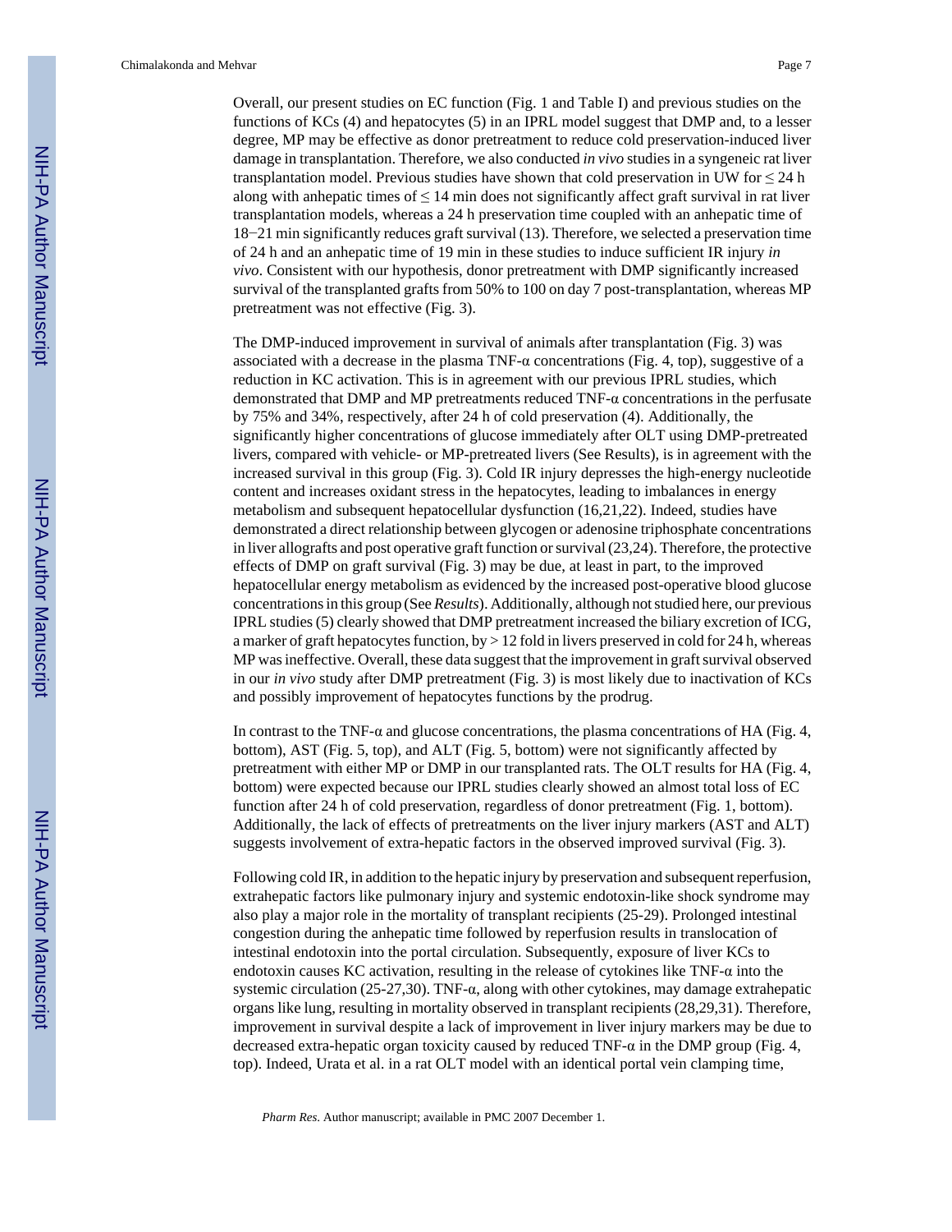Overall, our present studies on EC function (Fig. 1 and Table I) and previous studies on the functions of KCs (4) and hepatocytes (5) in an IPRL model suggest that DMP and, to a lesser degree, MP may be effective as donor pretreatment to reduce cold preservation-induced liver damage in transplantation. Therefore, we also conducted *in vivo* studies in a syngeneic rat liver transplantation model. Previous studies have shown that cold preservation in UW for ≤ 24 h along with anhepatic times of ≤ 14 min does not significantly affect graft survival in rat liver transplantation models, whereas a 24 h preservation time coupled with an anhepatic time of 18−21 min significantly reduces graft survival (13). Therefore, we selected a preservation time of 24 h and an anhepatic time of 19 min in these studies to induce sufficient IR injury *in vivo*. Consistent with our hypothesis, donor pretreatment with DMP significantly increased survival of the transplanted grafts from 50% to 100 on day 7 post-transplantation, whereas MP pretreatment was not effective (Fig. 3).

The DMP-induced improvement in survival of animals after transplantation (Fig. 3) was associated with a decrease in the plasma TNF-α concentrations (Fig. 4, top), suggestive of a reduction in KC activation. This is in agreement with our previous IPRL studies, which demonstrated that DMP and MP pretreatments reduced TNF-α concentrations in the perfusate by 75% and 34%, respectively, after 24 h of cold preservation (4). Additionally, the significantly higher concentrations of glucose immediately after OLT using DMP-pretreated livers, compared with vehicle- or MP-pretreated livers (See Results), is in agreement with the increased survival in this group (Fig. 3). Cold IR injury depresses the high-energy nucleotide content and increases oxidant stress in the hepatocytes, leading to imbalances in energy metabolism and subsequent hepatocellular dysfunction (16,21,22). Indeed, studies have demonstrated a direct relationship between glycogen or adenosine triphosphate concentrations in liver allografts and post operative graft function or survival (23,24). Therefore, the protective effects of DMP on graft survival (Fig. 3) may be due, at least in part, to the improved hepatocellular energy metabolism as evidenced by the increased post-operative blood glucose concentrations in this group (See *Results*). Additionally, although not studied here, our previous IPRL studies (5) clearly showed that DMP pretreatment increased the biliary excretion of ICG, a marker of graft hepatocytes function, by > 12 fold in livers preserved in cold for 24 h, whereas MP was ineffective. Overall, these data suggest that the improvement in graft survival observed in our *in vivo* study after DMP pretreatment (Fig. 3) is most likely due to inactivation of KCs and possibly improvement of hepatocytes functions by the prodrug.

In contrast to the TNF-α and glucose concentrations, the plasma concentrations of HA (Fig. 4, bottom), AST (Fig. 5, top), and ALT (Fig. 5, bottom) were not significantly affected by pretreatment with either MP or DMP in our transplanted rats. The OLT results for HA (Fig. 4, bottom) were expected because our IPRL studies clearly showed an almost total loss of EC function after 24 h of cold preservation, regardless of donor pretreatment (Fig. 1, bottom). Additionally, the lack of effects of pretreatments on the liver injury markers (AST and ALT) suggests involvement of extra-hepatic factors in the observed improved survival (Fig. 3).

Following cold IR, in addition to the hepatic injury by preservation and subsequent reperfusion, extrahepatic factors like pulmonary injury and systemic endotoxin-like shock syndrome may also play a major role in the mortality of transplant recipients (25-29). Prolonged intestinal congestion during the anhepatic time followed by reperfusion results in translocation of intestinal endotoxin into the portal circulation. Subsequently, exposure of liver KCs to endotoxin causes KC activation, resulting in the release of cytokines like TNF-α into the systemic circulation (25-27,30). TNF-α, along with other cytokines, may damage extrahepatic organs like lung, resulting in mortality observed in transplant recipients (28,29,31). Therefore, improvement in survival despite a lack of improvement in liver injury markers may be due to decreased extra-hepatic organ toxicity caused by reduced TNF-α in the DMP group (Fig. 4, top). Indeed, Urata et al. in a rat OLT model with an identical portal vein clamping time,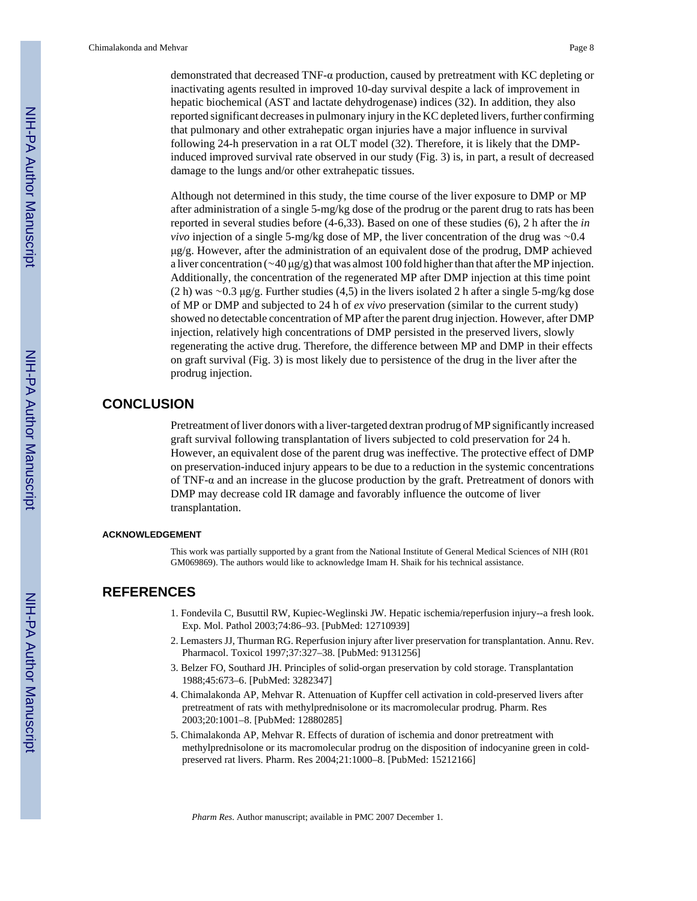demonstrated that decreased TNF-α production, caused by pretreatment with KC depleting or inactivating agents resulted in improved 10-day survival despite a lack of improvement in hepatic biochemical (AST and lactate dehydrogenase) indices (32). In addition, they also reported significant decreases in pulmonary injury in the KC depleted livers, further confirming that pulmonary and other extrahepatic organ injuries have a major influence in survival following 24-h preservation in a rat OLT model (32). Therefore, it is likely that the DMP-induced improved survival rate observed in our study (Fig. 3) is, in part, a result of decreased damage to the lungs and/or other extrahepatic tissues.

Although not determined in this study, the time course of the liver exposure to DMP or MP after administration of a single 5-mg/kg dose of the prodrug or the parent drug to rats has been reported in several studies before (4-6,33). Based on one of these studies (6), 2 h after the *in vivo* injection of a single 5-mg/kg dose of MP, the liver concentration of the drug was ~0.4 μg/g. However, after the administration of an equivalent dose of the prodrug, DMP achieved a liver concentration (~40 μg/g) that was almost 100 fold higher than that after the MP injection. Additionally, the concentration of the regenerated MP after DMP injection at this time point (2 h) was ~0.3 μg/g. Further studies (4,5) in the livers isolated 2 h after a single 5-mg/kg dose of MP or DMP and subjected to 24 h of *ex vivo* preservation (similar to the current study) showed no detectable concentration of MP after the parent drug injection. However, after DMP injection, relatively high concentrations of DMP persisted in the preserved livers, slowly regenerating the active drug. Therefore, the difference between MP and DMP in their effects on graft survival (Fig. 3) is most likely due to persistence of the drug in the liver after the prodrug injection.

## CONCLUSION

Pretreatment of liver donors with a liver-targeted dextran prodrug of MP significantly increased graft survival following transplantation of livers subjected to cold preservation for 24 h. However, an equivalent dose of the parent drug was ineffective. The protective effect of DMP on preservation-induced injury appears to be due to a reduction in the systemic concentrations of TNF-α and an increase in the glucose production by the graft. Pretreatment of donors with DMP may decrease cold IR damage and favorably influence the outcome of liver transplantation.

#### ACKNOWLEDGEMENT

This work was partially supported by a grant from the National Institute of General Medical Sciences of NIH (R01 GM069869). The authors would like to acknowledge Imam H. Shaik for his technical assistance.

## REFERENCES

1. Fondevila C, Busuttil RW, Kupiec-Weglinski JW. Hepatic ischemia/reperfusion injury--a fresh look. Exp. Mol. Pathol 2003;74:86–93. [PubMed: 12710939]
2. Lemasters JJ, Thurman RG. Reperfusion injury after liver preservation for transplantation. Annu. Rev. Pharmacol. Toxicol 1997;37:327–38. [PubMed: 9131256]
3. Belzer FO, Southard JH. Principles of solid-organ preservation by cold storage. Transplantation 1988;45:673–6. [PubMed: 3282347]
4. Chimalakonda AP, Mehvar R. Attenuation of Kupffer cell activation in cold-preserved livers after pretreatment of rats with methylprednisolone or its macromolecular prodrug. Pharm. Res 2003;20:1001–8. [PubMed: 12880285]
5. Chimalakonda AP, Mehvar R. Effects of duration of ischemia and donor pretreatment with methylprednisolone or its macromolecular prodrug on the disposition of indocyanine green in cold-preserved rat livers. Pharm. Res 2004;21:1000–8. [PubMed: 15212166]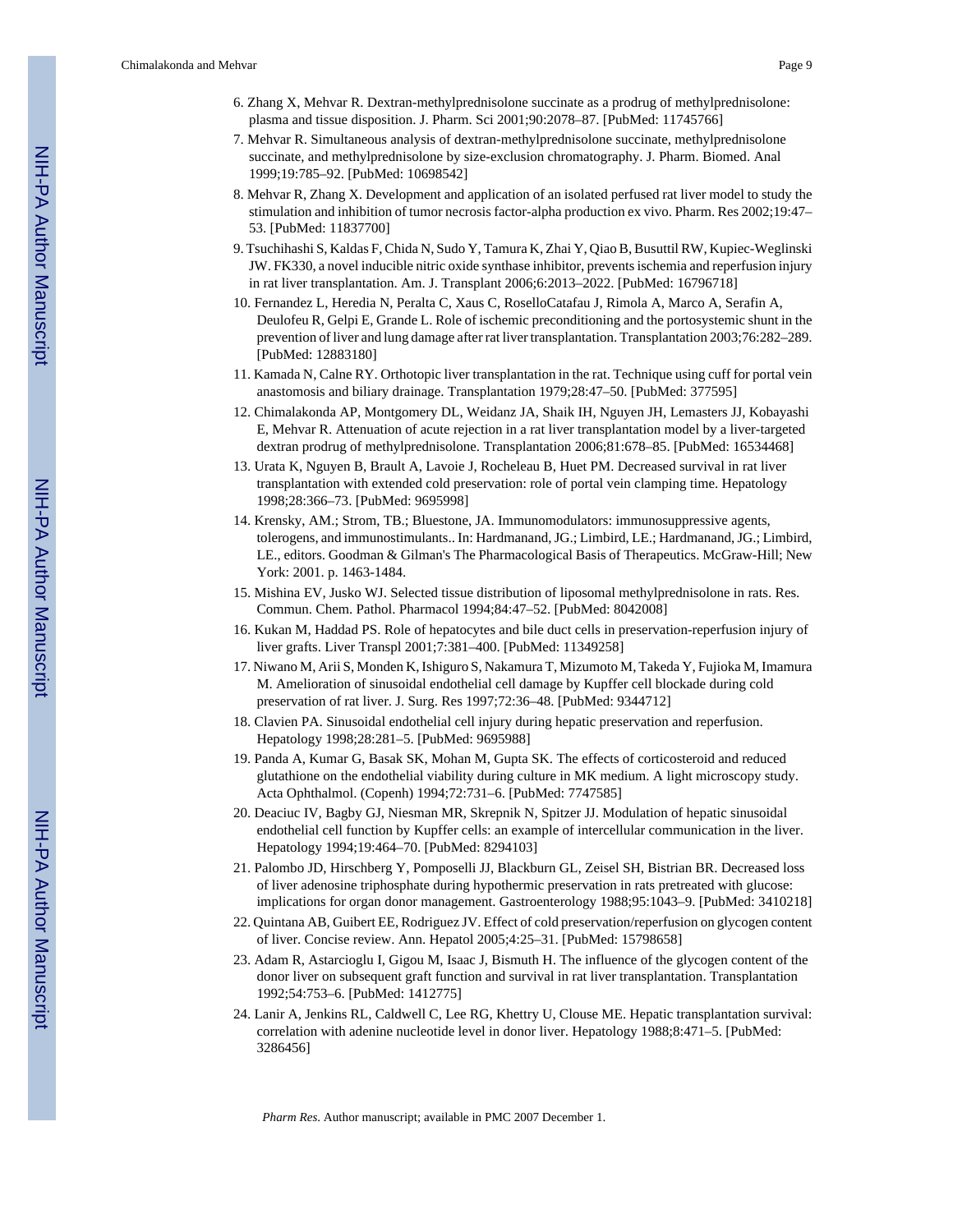6. Zhang X, Mehvar R. Dextran-methylprednisolone succinate as a prodrug of methylprednisolone: plasma and tissue disposition. J. Pharm. Sci 2001;90:2078–87. [PubMed: 11745766]
7. Mehvar R. Simultaneous analysis of dextran-methylprednisolone succinate, methylprednisolone succinate, and methylprednisolone by size-exclusion chromatography. J. Pharm. Biomed. Anal 1999;19:785–92. [PubMed: 10698542]
8. Mehvar R, Zhang X. Development and application of an isolated perfused rat liver model to study the stimulation and inhibition of tumor necrosis factor-alpha production ex vivo. Pharm. Res 2002;19:47–53. [PubMed: 11837700]
9. Tsuchihashi S, Kaldas F, Chida N, Sudo Y, Tamura K, Zhai Y, Qiao B, Busuttil RW, Kupiec-Weglinski JW. FK330, a novel inducible nitric oxide synthase inhibitor, prevents ischemia and reperfusion injury in rat liver transplantation. Am. J. Transplant 2006;6:2013–2022. [PubMed: 16796718]
10. Fernandez L, Heredia N, Peralta C, Xaus C, RoselloCatafau J, Rimola A, Marco A, Serafin A, Deulofeu R, Gelpi E, Grande L. Role of ischemic preconditioning and the portosystemic shunt in the prevention of liver and lung damage after rat liver transplantation. Transplantation 2003;76:282–289. [PubMed: 12883180]
11. Kamada N, Calne RY. Orthotopic liver transplantation in the rat. Technique using cuff for portal vein anastomosis and biliary drainage. Transplantation 1979;28:47–50. [PubMed: 377595]
12. Chimalakonda AP, Montgomery DL, Weidanz JA, Shaik IH, Nguyen JH, Lemasters JJ, Kobayashi E, Mehvar R. Attenuation of acute rejection in a rat liver transplantation model by a liver-targeted dextran prodrug of methylprednisolone. Transplantation 2006;81:678–85. [PubMed: 16534468]
13. Urata K, Nguyen B, Brault A, Lavoie J, Rocheleau B, Huet PM. Decreased survival in rat liver transplantation with extended cold preservation: role of portal vein clamping time. Hepatology 1998;28:366–73. [PubMed: 9695998]
14. Krensky, AM.; Strom, TB.; Bluestone, JA. Immunomodulators: immunosuppressive agents, tolerogens, and immunostimulants.. In: Hardmanand, JG.; Limbird, LE.; Hardmanand, JG.; Limbird, LE., editors. Goodman & Gilman's The Pharmacological Basis of Therapeutics. McGraw-Hill; New York: 2001. p. 1463-1484.
15. Mishina EV, Jusko WJ. Selected tissue distribution of liposomal methylprednisolone in rats. Res. Commun. Chem. Pathol. Pharmacol 1994;84:47–52. [PubMed: 8042008]
16. Kukan M, Haddad PS. Role of hepatocytes and bile duct cells in preservation-reperfusion injury of liver grafts. Liver Transpl 2001;7:381–400. [PubMed: 11349258]
17. Niwano M, Arii S, Monden K, Ishiguro S, Nakamura T, Mizumoto M, Takeda Y, Fujioka M, Imamura M. Amelioration of sinusoidal endothelial cell damage by Kupffer cell blockade during cold preservation of rat liver. J. Surg. Res 1997;72:36–48. [PubMed: 9344712]
18. Clavien PA. Sinusoidal endothelial cell injury during hepatic preservation and reperfusion. Hepatology 1998;28:281–5. [PubMed: 9695988]
19. Panda A, Kumar G, Basak SK, Mohan M, Gupta SK. The effects of corticosteroid and reduced glutathione on the endothelial viability during culture in MK medium. A light microscopy study. Acta Ophthalmol. (Copenh) 1994;72:731–6. [PubMed: 7747585]
20. Deaciuc IV, Bagby GJ, Niesman MR, Skrepnik N, Spitzer JJ. Modulation of hepatic sinusoidal endothelial cell function by Kupffer cells: an example of intercellular communication in the liver. Hepatology 1994;19:464–70. [PubMed: 8294103]
21. Palombo JD, Hirschberg Y, Pomposelli JJ, Blackburn GL, Zeisel SH, Bistrian BR. Decreased loss of liver adenosine triphosphate during hypothermic preservation in rats pretreated with glucose: implications for organ donor management. Gastroenterology 1988;95:1043–9. [PubMed: 3410218]
22. Quintana AB, Guibert EE, Rodriguez JV. Effect of cold preservation/reperfusion on glycogen content of liver. Concise review. Ann. Hepatol 2005;4:25–31. [PubMed: 15798658]
23. Adam R, Astarcioglu I, Gigou M, Isaac J, Bismuth H. The influence of the glycogen content of the donor liver on subsequent graft function and survival in rat liver transplantation. Transplantation 1992;54:753–6. [PubMed: 1412775]
24. Lanir A, Jenkins RL, Caldwell C, Lee RG, Khettry U, Clouse ME. Hepatic transplantation survival: correlation with adenine nucleotide level in donor liver. Hepatology 1988;8:471–5. [PubMed: 3286456]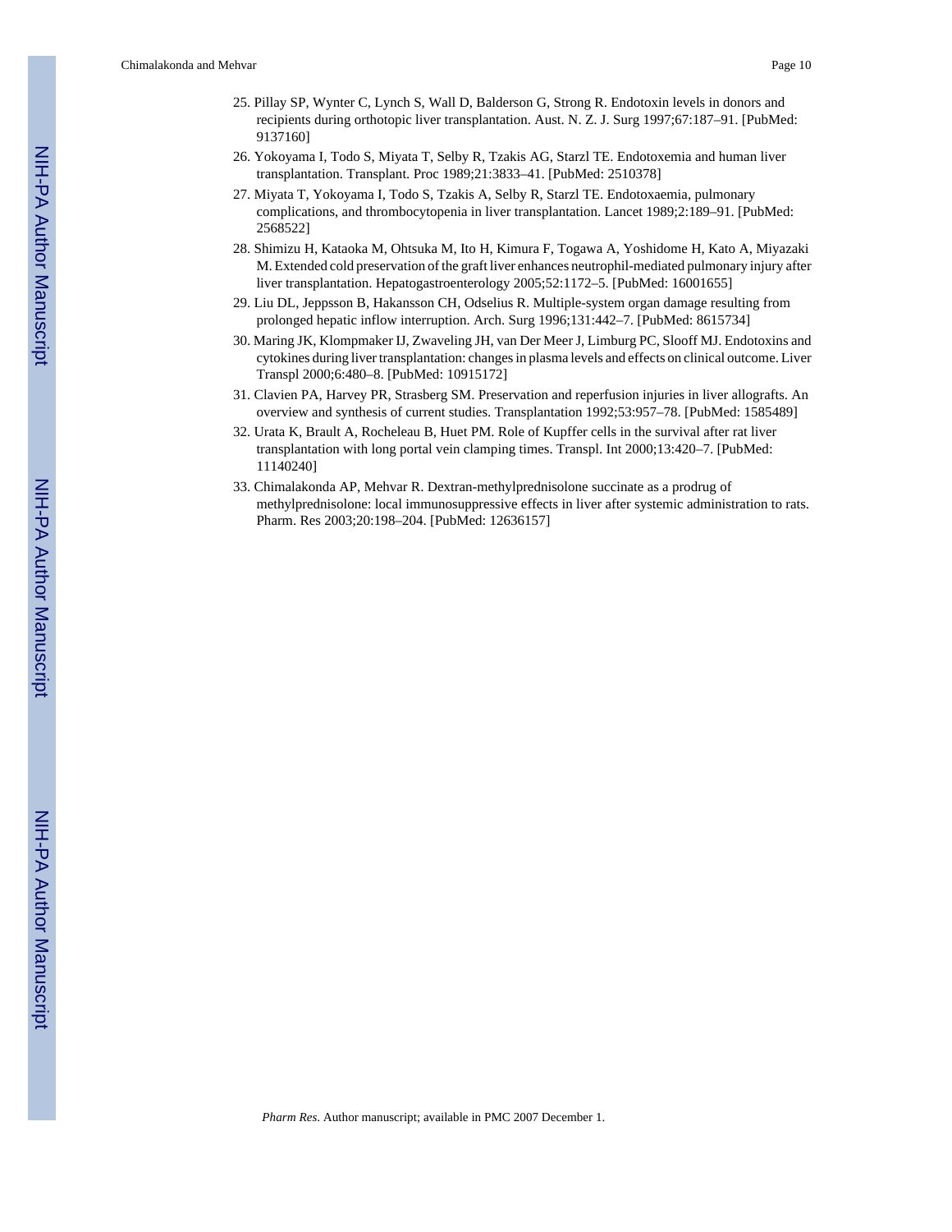25. Pillay SP, Wynter C, Lynch S, Wall D, Balderson G, Strong R. Endotoxin levels in donors and recipients during orthotopic liver transplantation. Aust. N. Z. J. Surg 1997;67:187–91. [PubMed: 9137160]
26. Yokoyama I, Todo S, Miyata T, Selby R, Tzakis AG, Starzl TE. Endotoxemia and human liver transplantation. Transplant. Proc 1989;21:3833–41. [PubMed: 2510378]
27. Miyata T, Yokoyama I, Todo S, Tzakis A, Selby R, Starzl TE. Endotoxaemia, pulmonary complications, and thrombocytopenia in liver transplantation. Lancet 1989;2:189–91. [PubMed: 2568522]
28. Shimizu H, Kataoka M, Ohtsuka M, Ito H, Kimura F, Togawa A, Yoshidome H, Kato A, Miyazaki M. Extended cold preservation of the graft liver enhances neutrophil-mediated pulmonary injury after liver transplantation. Hepatogastroenterology 2005;52:1172–5. [PubMed: 16001655]
29. Liu DL, Jeppsson B, Hakansson CH, Odselius R. Multiple-system organ damage resulting from prolonged hepatic inflow interruption. Arch. Surg 1996;131:442–7. [PubMed: 8615734]
30. Maring JK, Klompmaker IJ, Zwaveling JH, van Der Meer J, Limburg PC, Slooff MJ. Endotoxins and cytokines during liver transplantation: changes in plasma levels and effects on clinical outcome. Liver Transpl 2000;6:480–8. [PubMed: 10915172]
31. Clavien PA, Harvey PR, Strasberg SM. Preservation and reperfusion injuries in liver allografts. An overview and synthesis of current studies. Transplantation 1992;53:957–78. [PubMed: 1585489]
32. Urata K, Brault A, Rocheleau B, Huet PM. Role of Kupffer cells in the survival after rat liver transplantation with long portal vein clamping times. Transpl. Int 2000;13:420–7. [PubMed: 11140240]
33. Chimalakonda AP, Mehvar R. Dextran-methylprednisolone succinate as a prodrug of methylprednisolone: local immunosuppressive effects in liver after systemic administration to rats. Pharm. Res 2003;20:198–204. [PubMed: 12636157]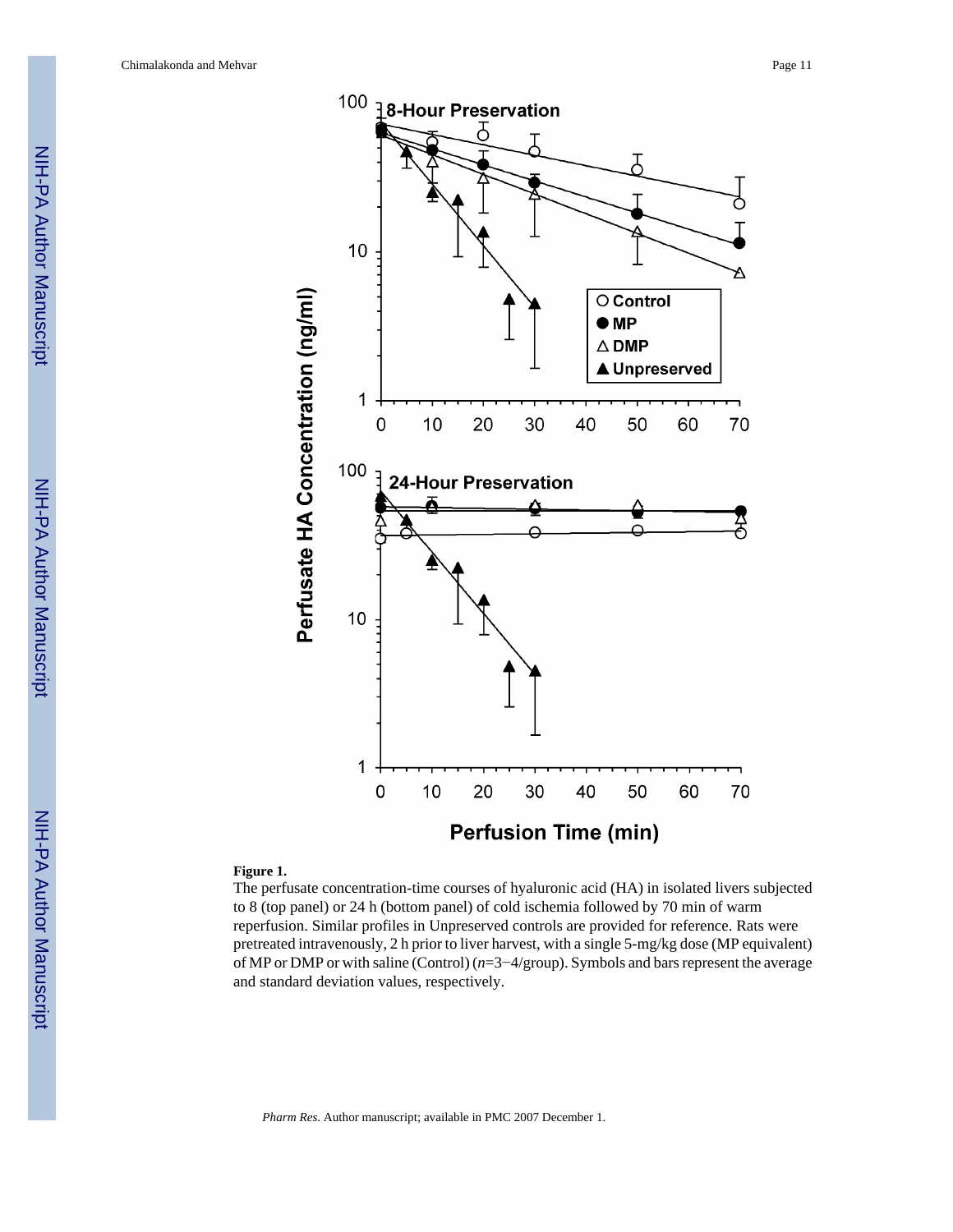**Figure 1.**

The perfusate concentration-time courses of hyaluronic acid (HA) in isolated livers subjected to 8 (top panel) or 24 h (bottom panel) of cold ischemia followed by 70 min of warm reperfusion. Similar profiles in Unpreserved controls are provided for reference. Rats were pretreated intravenously, 2 h prior to liver harvest, with a single 5-mg/kg dose (MP equivalent) of MP or DMP or with saline (Control) ($n$=3−4/group). Symbols and bars represent the average and standard deviation values, respectively.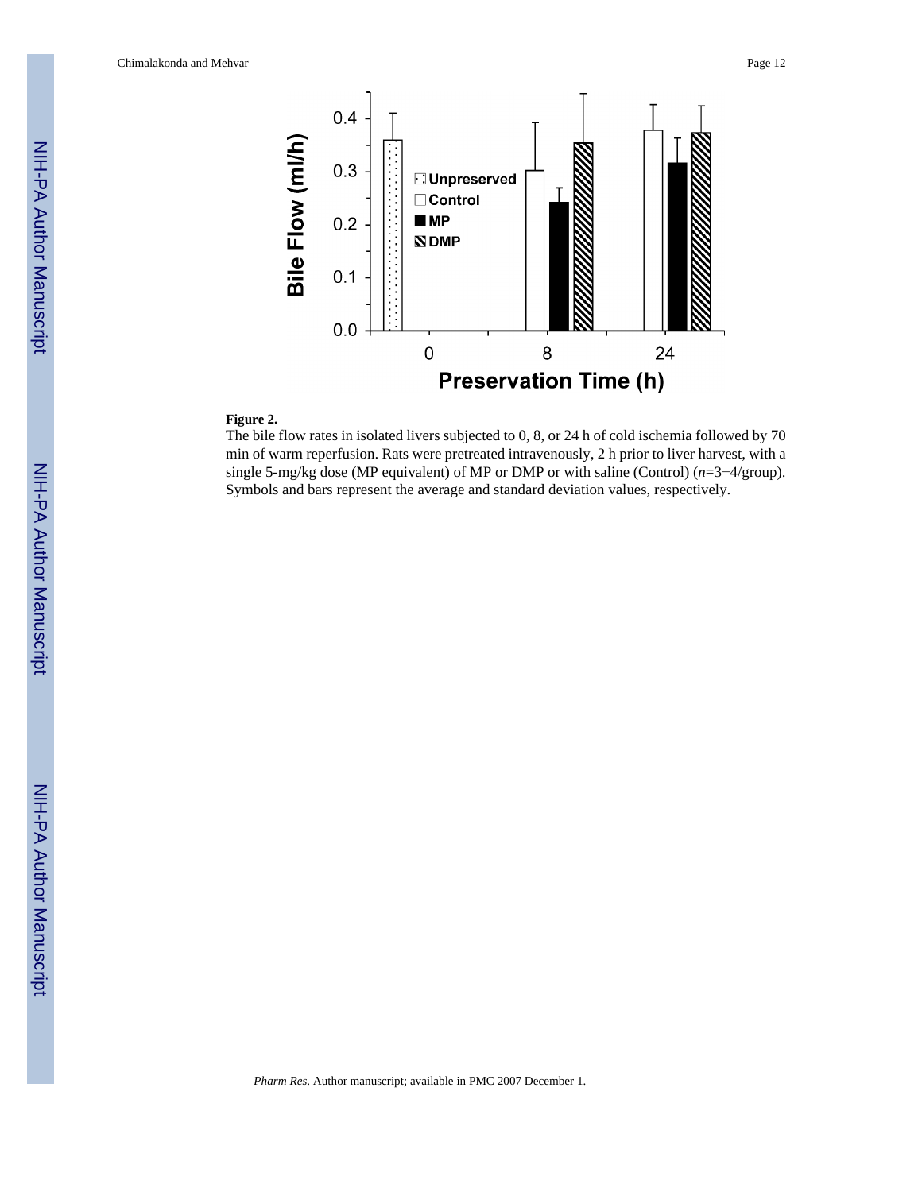**Figure 2.**

The bile flow rates in isolated livers subjected to 0, 8, or 24 h of cold ischemia followed by 70 min of warm reperfusion. Rats were pretreated intravenously, 2 h prior to liver harvest, with a single 5-mg/kg dose (MP equivalent) of MP or DMP or with saline (Control) ($n$=3−4/group). Symbols and bars represent the average and standard deviation values, respectively.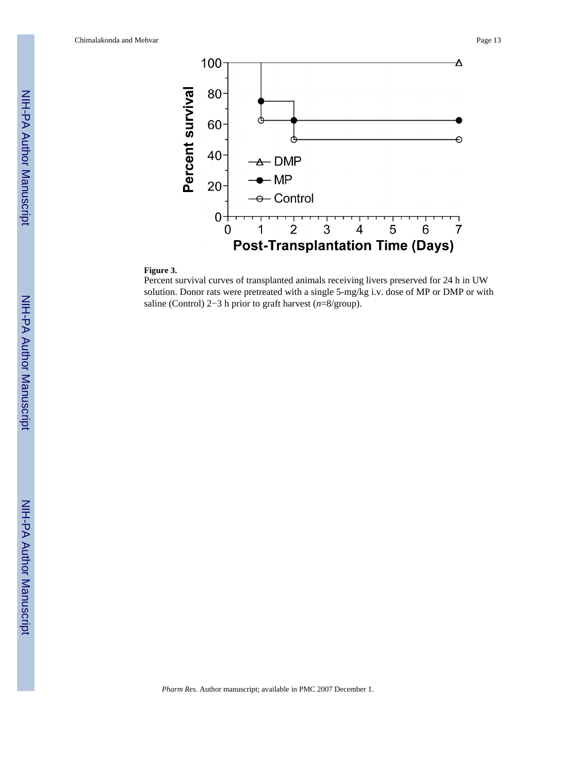**Figure 3.**

Percent survival curves of transplanted animals receiving livers preserved for 24 h in UW solution. Donor rats were pretreated with a single 5-mg/kg i.v. dose of MP or DMP or with saline (Control) 2−3 h prior to graft harvest (*n*=8/group).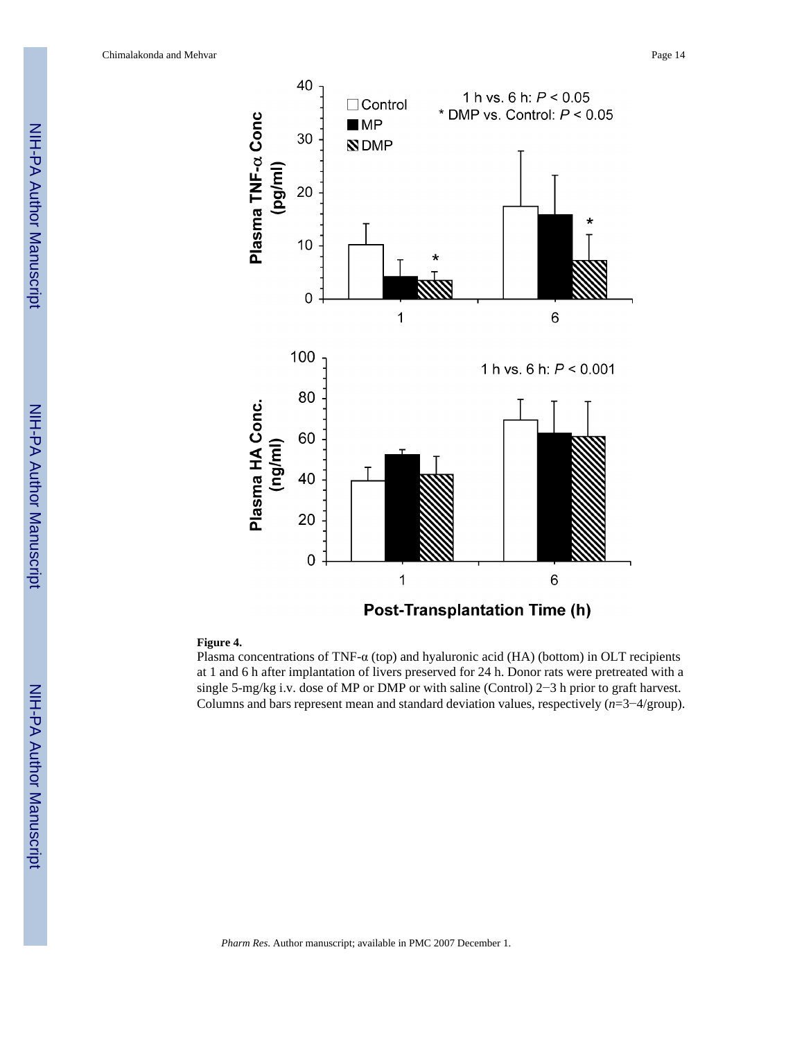**Figure 4.**

Plasma concentrations of TNF-α (top) and hyaluronic acid (HA) (bottom) in OLT recipients at 1 and 6 h after implantation of livers preserved for 24 h. Donor rats were pretreated with a single 5-mg/kg i.v. dose of MP or DMP or with saline (Control) 2−3 h prior to graft harvest. Columns and bars represent mean and standard deviation values, respectively ($n$=3−4/group).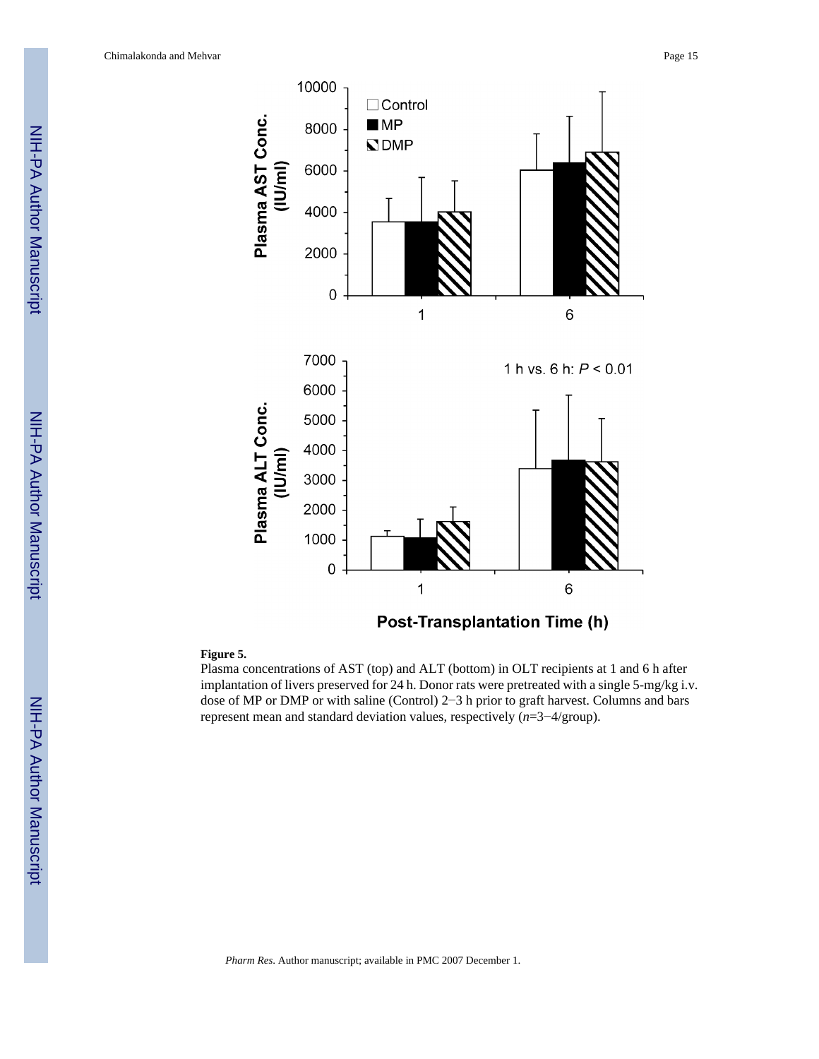**Figure 5.**

Plasma concentrations of AST (top) and ALT (bottom) in OLT recipients at 1 and 6 h after implantation of livers preserved for 24 h. Donor rats were pretreated with a single 5-mg/kg i.v. dose of MP or DMP or with saline (Control) 2−3 h prior to graft harvest. Columns and bars represent mean and standard deviation values, respectively (*n*=3−4/group).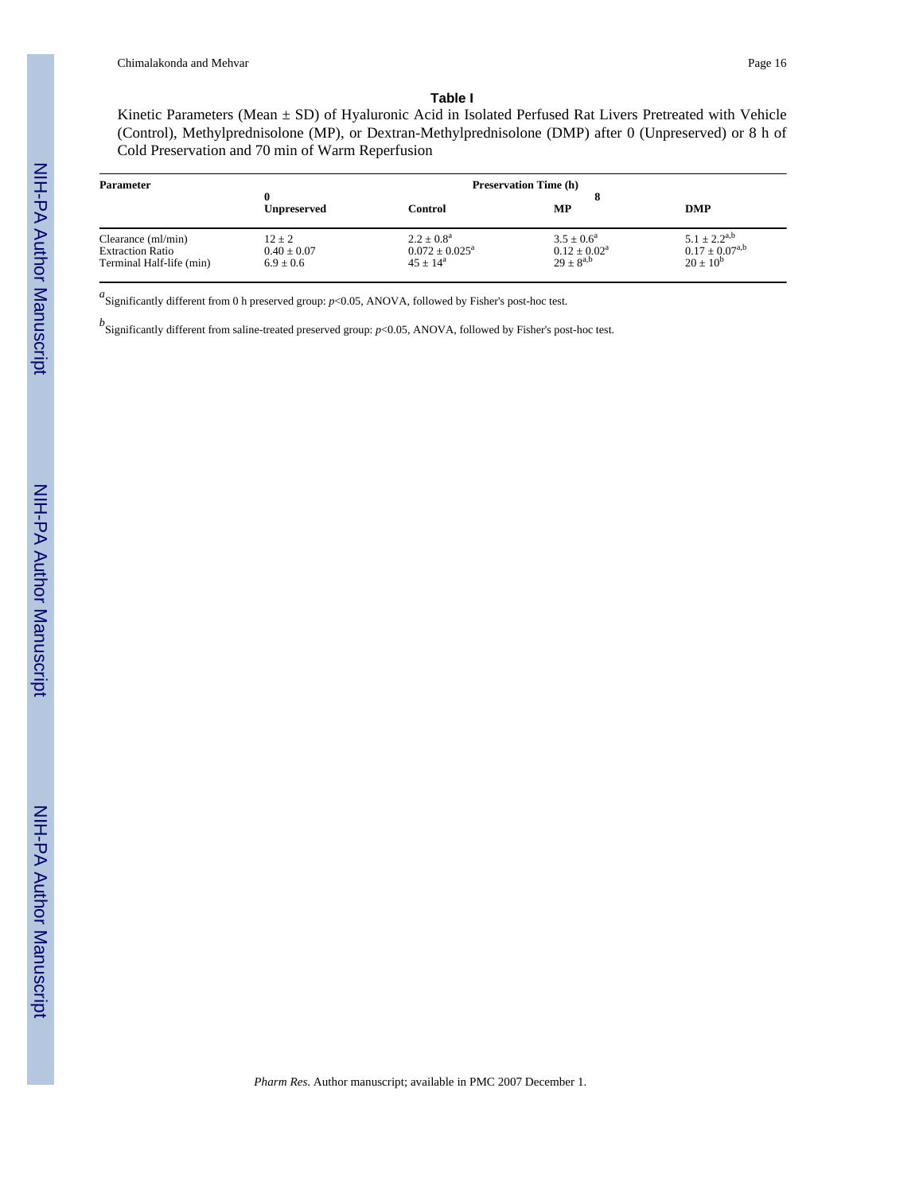**Table I**

Kinetic Parameters (Mean ± SD) of Hyaluronic Acid in Isolated Perfused Rat Livers Pretreated with Vehicle (Control), Methylprednisolone (MP), or Dextran-Methylprednisolone (DMP) after 0 (Unpreserved) or 8 h of Cold Preservation and 70 min of Warm Reperfusion

| Parameter | Preservation Time (h) | | | |
|---|---|---|---|---|
| | 0 | 8 | | |
| | Unpreserved | Control | MP | DMP |
| Clearance (ml/min) | 12 ± 2 | 2.2 ± 0.8[a] | 3.5 ± 0.6[a] | 5.1 ± 2.2[a,b] |
| Extraction Ratio | 0.40 ± 0.07 | 0.072 ± 0.025[a] | 0.12 ± 0.02[a] | 0.17 ± 0.07[a,b] |
| Terminal Half-life (min) | 6.9 ± 0.6 | 45 ± 14[a] | 29 ± 8[a,b] | 20 ± 10[b] |

[a] Significantly different from 0 h preserved group: $p<0.05$, ANOVA, followed by Fisher's post-hoc test.

[b] Significantly different from saline-treated preserved group: $p<0.05$, ANOVA, followed by Fisher's post-hoc test.